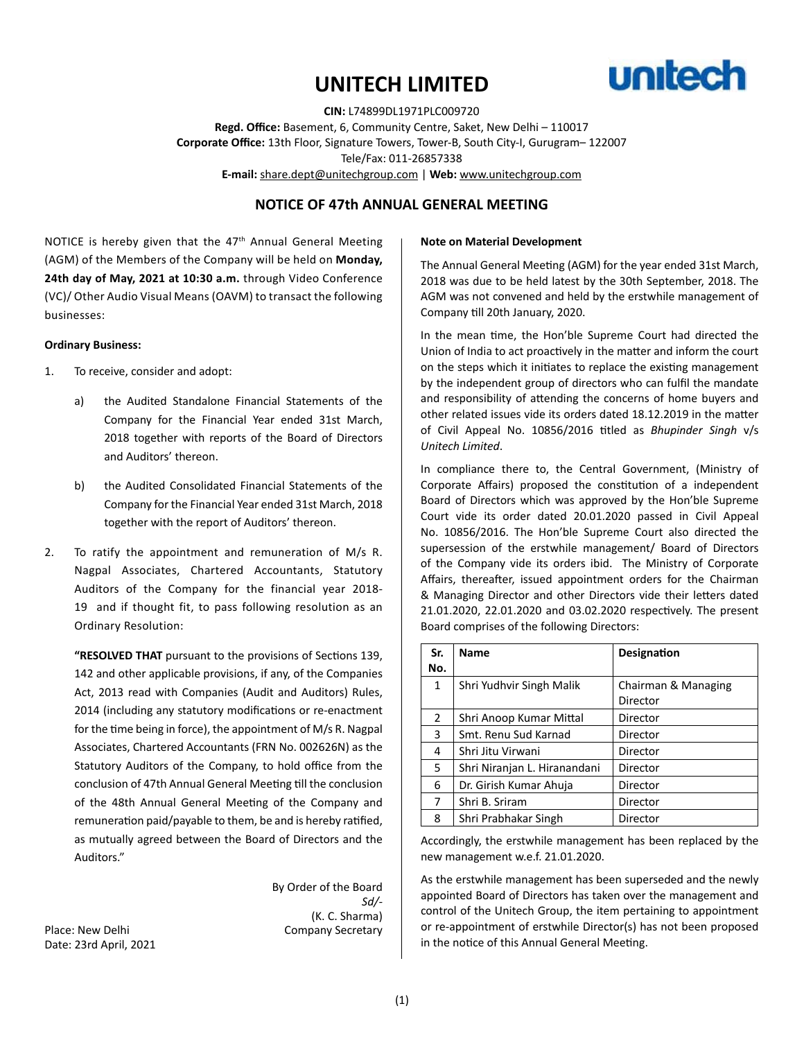# UNITECH LIMITED

**CIN:** L74899DL1971PLC009720

**Regd. Office:** Basement, 6, Community Centre, Saket, New Delhi – 110017

**Corporate Office:** 13th Floor, Signature Towers, Tower-B, South City-I, Gurugram– 122007

Tele/Fax: 011-26857338

**E-mail:** share.dept@unitechgroup.com | **Web:** www.unitechgroup.com

## NOTICE OF 47th ANNUAL GENERAL MEETING

NOTICE is hereby given that the 47th Annual General Meeting (AGM) of the Members of the Company will be held on **Monday, 24th day of May, 2021 at 10:30 a.m.** through Video Conference (VC)/ Other Audio Visual Means (OAVM) to transact the following businesses:

**Ordinary Business:**

1. To receive, consider and adopt:

   a) the Audited Standalone Financial Statements of the Company for the Financial Year ended 31st March, 2018 together with reports of the Board of Directors and Auditors' thereon.

   b) the Audited Consolidated Financial Statements of the Company for the Financial Year ended 31st March, 2018 together with the report of Auditors' thereon.

2. To ratify the appointment and remuneration of M/s R. Nagpal Associates, Chartered Accountants, Statutory Auditors of the Company for the financial year 2018-19 and if thought fit, to pass following resolution as an Ordinary Resolution:

   **"RESOLVED THAT** pursuant to the provisions of Sections 139, 142 and other applicable provisions, if any, of the Companies Act, 2013 read with Companies (Audit and Auditors) Rules, 2014 (including any statutory modifications or re-enactment for the time being in force), the appointment of M/s R. Nagpal Associates, Chartered Accountants (FRN No. 002626N) as the Statutory Auditors of the Company, to hold office from the conclusion of 47th Annual General Meeting till the conclusion of the 48th Annual General Meeting of the Company and remuneration paid/payable to them, be and is hereby ratified, as mutually agreed between the Board of Directors and the Auditors."

By Order of the Board
*Sd/-*
(K. C. Sharma)
Company Secretary

Place: New Delhi
Date: 23rd April, 2021

**Note on Material Development**

The Annual General Meeting (AGM) for the year ended 31st March, 2018 was due to be held latest by the 30th September, 2018. The AGM was not convened and held by the erstwhile management of Company till 20th January, 2020.

In the mean time, the Hon'ble Supreme Court had directed the Union of India to act proactively in the matter and inform the court on the steps which it initiates to replace the existing management by the independent group of directors who can fulfil the mandate and responsibility of attending the concerns of home buyers and other related issues vide its orders dated 18.12.2019 in the matter of Civil Appeal No. 10856/2016 titled as *Bhupinder Singh* v/s *Unitech Limited*.

In compliance there to, the Central Government, (Ministry of Corporate Affairs) proposed the constitution of a independent Board of Directors which was approved by the Hon'ble Supreme Court vide its order dated 20.01.2020 passed in Civil Appeal No. 10856/2016. The Hon'ble Supreme Court also directed the supersession of the erstwhile management/ Board of Directors of the Company vide its orders ibid. The Ministry of Corporate Affairs, thereafter, issued appointment orders for the Chairman & Managing Director and other Directors vide their letters dated 21.01.2020, 22.01.2020 and 03.02.2020 respectively. The present Board comprises of the following Directors:

| Sr. No. | Name | Designation |
|---|---|---|
| 1 | Shri Yudhvir Singh Malik | Chairman & Managing Director |
| 2 | Shri Anoop Kumar Mittal | Director |
| 3 | Smt. Renu Sud Karnad | Director |
| 4 | Shri Jitu Virwani | Director |
| 5 | Shri Niranjan L. Hiranandani | Director |
| 6 | Dr. Girish Kumar Ahuja | Director |
| 7 | Shri B. Sriram | Director |
| 8 | Shri Prabhakar Singh | Director |

Accordingly, the erstwhile management has been replaced by the new management w.e.f. 21.01.2020.

As the erstwhile management has been superseded and the newly appointed Board of Directors has taken over the management and control of the Unitech Group, the item pertaining to appointment or re-appointment of erstwhile Director(s) has not been proposed in the notice of this Annual General Meeting.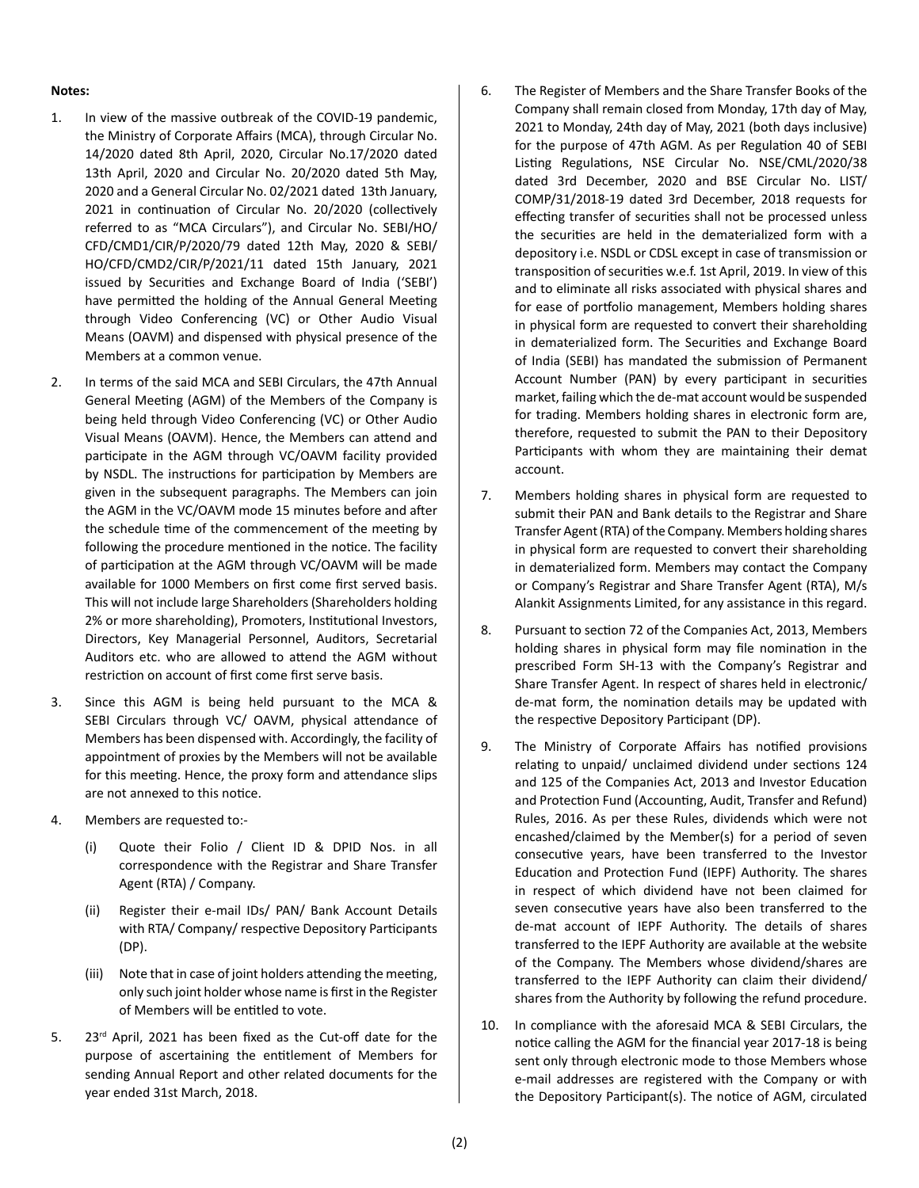**Notes:**

1. In view of the massive outbreak of the COVID-19 pandemic, the Ministry of Corporate Affairs (MCA), through Circular No. 14/2020 dated 8th April, 2020, Circular No.17/2020 dated 13th April, 2020 and Circular No. 20/2020 dated 5th May, 2020 and a General Circular No. 02/2021 dated 13th January, 2021 in continuation of Circular No. 20/2020 (collectively referred to as "MCA Circulars"), and Circular No. SEBI/HO/CFD/CMD1/CIR/P/2020/79 dated 12th May, 2020 & SEBI/HO/CFD/CMD2/CIR/P/2021/11 dated 15th January, 2021 issued by Securities and Exchange Board of India ('SEBI') have permitted the holding of the Annual General Meeting through Video Conferencing (VC) or Other Audio Visual Means (OAVM) and dispensed with physical presence of the Members at a common venue.

2. In terms of the said MCA and SEBI Circulars, the 47th Annual General Meeting (AGM) of the Members of the Company is being held through Video Conferencing (VC) or Other Audio Visual Means (OAVM). Hence, the Members can attend and participate in the AGM through VC/OAVM facility provided by NSDL. The instructions for participation by Members are given in the subsequent paragraphs. The Members can join the AGM in the VC/OAVM mode 15 minutes before and after the schedule time of the commencement of the meeting by following the procedure mentioned in the notice. The facility of participation at the AGM through VC/OAVM will be made available for 1000 Members on first come first served basis. This will not include large Shareholders (Shareholders holding 2% or more shareholding), Promoters, Institutional Investors, Directors, Key Managerial Personnel, Auditors, Secretarial Auditors etc. who are allowed to attend the AGM without restriction on account of first come first serve basis.

3. Since this AGM is being held pursuant to the MCA & SEBI Circulars through VC/ OAVM, physical attendance of Members has been dispensed with. Accordingly, the facility of appointment of proxies by the Members will not be available for this meeting. Hence, the proxy form and attendance slips are not annexed to this notice.

4. Members are requested to:-

   (i) Quote their Folio / Client ID & DPID Nos. in all correspondence with the Registrar and Share Transfer Agent (RTA) / Company.

   (ii) Register their e-mail IDs/ PAN/ Bank Account Details with RTA/ Company/ respective Depository Participants (DP).

   (iii) Note that in case of joint holders attending the meeting, only such joint holder whose name is first in the Register of Members will be entitled to vote.

5. 23rd April, 2021 has been fixed as the Cut-off date for the purpose of ascertaining the entitlement of Members for sending Annual Report and other related documents for the year ended 31st March, 2018.

6. The Register of Members and the Share Transfer Books of the Company shall remain closed from Monday, 17th day of May, 2021 to Monday, 24th day of May, 2021 (both days inclusive) for the purpose of 47th AGM. As per Regulation 40 of SEBI Listing Regulations, NSE Circular No. NSE/CML/2020/38 dated 3rd December, 2020 and BSE Circular No. LIST/COMP/31/2018-19 dated 3rd December, 2018 requests for effecting transfer of securities shall not be processed unless the securities are held in the dematerialized form with a depository i.e. NSDL or CDSL except in case of transmission or transposition of securities w.e.f. 1st April, 2019. In view of this and to eliminate all risks associated with physical shares and for ease of portfolio management, Members holding shares in physical form are requested to convert their shareholding in dematerialized form. The Securities and Exchange Board of India (SEBI) has mandated the submission of Permanent Account Number (PAN) by every participant in securities market, failing which the de-mat account would be suspended for trading. Members holding shares in electronic form are, therefore, requested to submit the PAN to their Depository Participants with whom they are maintaining their demat account.

7. Members holding shares in physical form are requested to submit their PAN and Bank details to the Registrar and Share Transfer Agent (RTA) of the Company. Members holding shares in physical form are requested to convert their shareholding in dematerialized form. Members may contact the Company or Company's Registrar and Share Transfer Agent (RTA), M/s Alankit Assignments Limited, for any assistance in this regard.

8. Pursuant to section 72 of the Companies Act, 2013, Members holding shares in physical form may file nomination in the prescribed Form SH-13 with the Company's Registrar and Share Transfer Agent. In respect of shares held in electronic/ de-mat form, the nomination details may be updated with the respective Depository Participant (DP).

9. The Ministry of Corporate Affairs has notified provisions relating to unpaid/ unclaimed dividend under sections 124 and 125 of the Companies Act, 2013 and Investor Education and Protection Fund (Accounting, Audit, Transfer and Refund) Rules, 2016. As per these Rules, dividends which were not encashed/claimed by the Member(s) for a period of seven consecutive years, have been transferred to the Investor Education and Protection Fund (IEPF) Authority. The shares in respect of which dividend have not been claimed for seven consecutive years have also been transferred to the de-mat account of IEPF Authority. The details of shares transferred to the IEPF Authority are available at the website of the Company. The Members whose dividend/shares are transferred to the IEPF Authority can claim their dividend/ shares from the Authority by following the refund procedure.

10. In compliance with the aforesaid MCA & SEBI Circulars, the notice calling the AGM for the financial year 2017-18 is being sent only through electronic mode to those Members whose e-mail addresses are registered with the Company or with the Depository Participant(s). The notice of AGM, circulated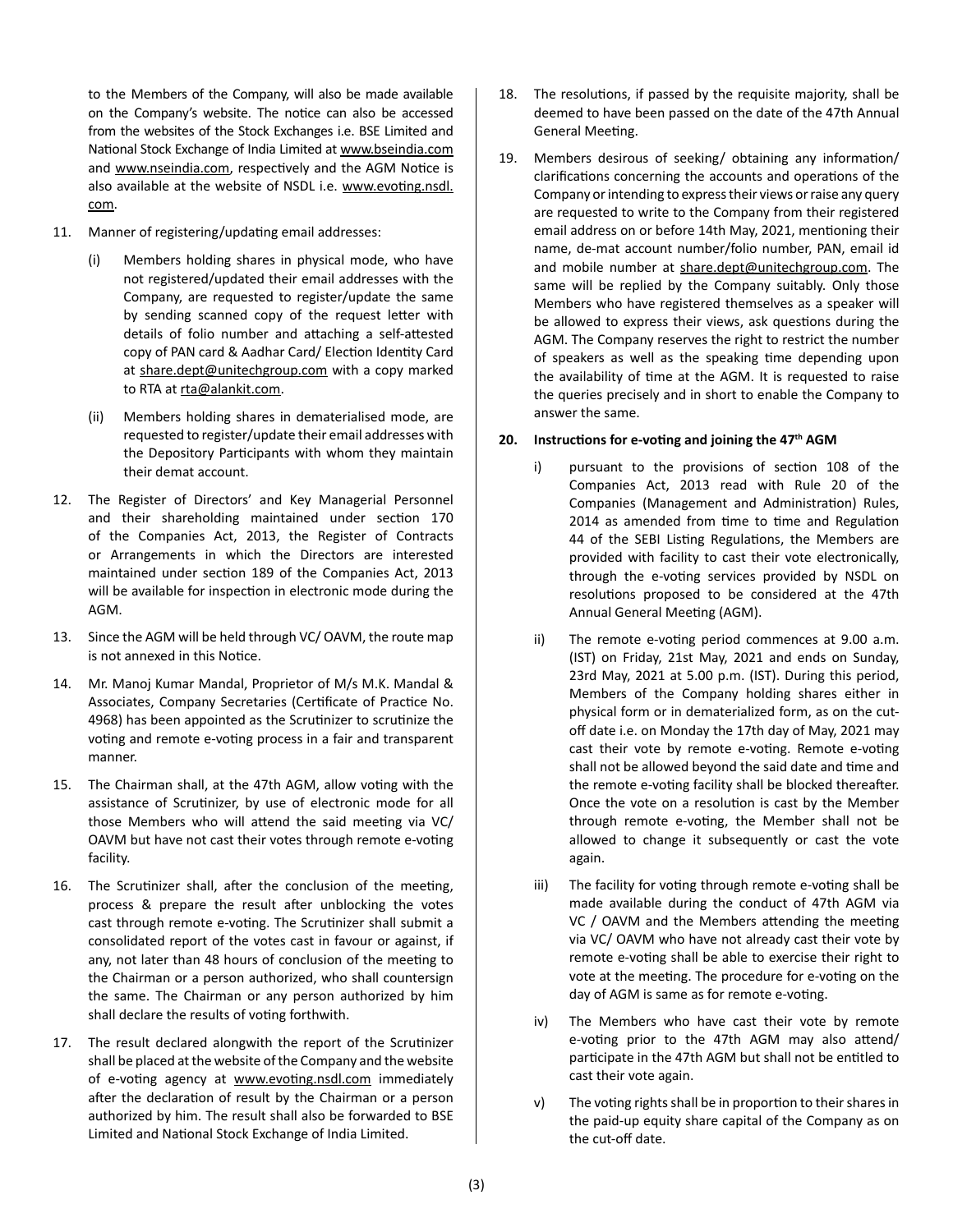to the Members of the Company, will also be made available on the Company's website. The notice can also be accessed from the websites of the Stock Exchanges i.e. BSE Limited and National Stock Exchange of India Limited at www.bseindia.com and www.nseindia.com, respectively and the AGM Notice is also available at the website of NSDL i.e. www.evoting.nsdl.com.

11. Manner of registering/updating email addresses:

    (i) Members holding shares in physical mode, who have not registered/updated their email addresses with the Company, are requested to register/update the same by sending scanned copy of the request letter with details of folio number and attaching a self-attested copy of PAN card & Aadhar Card/ Election Identity Card at share.dept@unitechgroup.com with a copy marked to RTA at rta@alankit.com.

    (ii) Members holding shares in dematerialised mode, are requested to register/update their email addresses with the Depository Participants with whom they maintain their demat account.

12. The Register of Directors' and Key Managerial Personnel and their shareholding maintained under section 170 of the Companies Act, 2013, the Register of Contracts or Arrangements in which the Directors are interested maintained under section 189 of the Companies Act, 2013 will be available for inspection in electronic mode during the AGM.

13. Since the AGM will be held through VC/ OAVM, the route map is not annexed in this Notice.

14. Mr. Manoj Kumar Mandal, Proprietor of M/s M.K. Mandal & Associates, Company Secretaries (Certificate of Practice No. 4968) has been appointed as the Scrutinizer to scrutinize the voting and remote e-voting process in a fair and transparent manner.

15. The Chairman shall, at the 47th AGM, allow voting with the assistance of Scrutinizer, by use of electronic mode for all those Members who will attend the said meeting via VC/ OAVM but have not cast their votes through remote e-voting facility.

16. The Scrutinizer shall, after the conclusion of the meeting, process & prepare the result after unblocking the votes cast through remote e-voting. The Scrutinizer shall submit a consolidated report of the votes cast in favour or against, if any, not later than 48 hours of conclusion of the meeting to the Chairman or a person authorized, who shall countersign the same. The Chairman or any person authorized by him shall declare the results of voting forthwith.

17. The result declared alongwith the report of the Scrutinizer shall be placed at the website of the Company and the website of e-voting agency at www.evoting.nsdl.com immediately after the declaration of result by the Chairman or a person authorized by him. The result shall also be forwarded to BSE Limited and National Stock Exchange of India Limited.

18. The resolutions, if passed by the requisite majority, shall be deemed to have been passed on the date of the 47th Annual General Meeting.

19. Members desirous of seeking/ obtaining any information/ clarifications concerning the accounts and operations of the Company or intending to express their views or raise any query are requested to write to the Company from their registered email address on or before 14th May, 2021, mentioning their name, de-mat account number/folio number, PAN, email id and mobile number at share.dept@unitechgroup.com. The same will be replied by the Company suitably. Only those Members who have registered themselves as a speaker will be allowed to express their views, ask questions during the AGM. The Company reserves the right to restrict the number of speakers as well as the speaking time depending upon the availability of time at the AGM. It is requested to raise the queries precisely and in short to enable the Company to answer the same.

20. **Instructions for e-voting and joining the 47th AGM**

    i) pursuant to the provisions of section 108 of the Companies Act, 2013 read with Rule 20 of the Companies (Management and Administration) Rules, 2014 as amended from time to time and Regulation 44 of the SEBI Listing Regulations, the Members are provided with facility to cast their vote electronically, through the e-voting services provided by NSDL on resolutions proposed to be considered at the 47th Annual General Meeting (AGM).

    ii) The remote e-voting period commences at 9.00 a.m. (IST) on Friday, 21st May, 2021 and ends on Sunday, 23rd May, 2021 at 5.00 p.m. (IST). During this period, Members of the Company holding shares either in physical form or in dematerialized form, as on the cut-off date i.e. on Monday the 17th day of May, 2021 may cast their vote by remote e-voting. Remote e-voting shall not be allowed beyond the said date and time and the remote e-voting facility shall be blocked thereafter. Once the vote on a resolution is cast by the Member through remote e-voting, the Member shall not be allowed to change it subsequently or cast the vote again.

    iii) The facility for voting through remote e-voting shall be made available during the conduct of 47th AGM via VC / OAVM and the Members attending the meeting via VC/ OAVM who have not already cast their vote by remote e-voting shall be able to exercise their right to vote at the meeting. The procedure for e-voting on the day of AGM is same as for remote e-voting.

    iv) The Members who have cast their vote by remote e-voting prior to the 47th AGM may also attend/ participate in the 47th AGM but shall not be entitled to cast their vote again.

    v) The voting rights shall be in proportion to their shares in the paid-up equity share capital of the Company as on the cut-off date.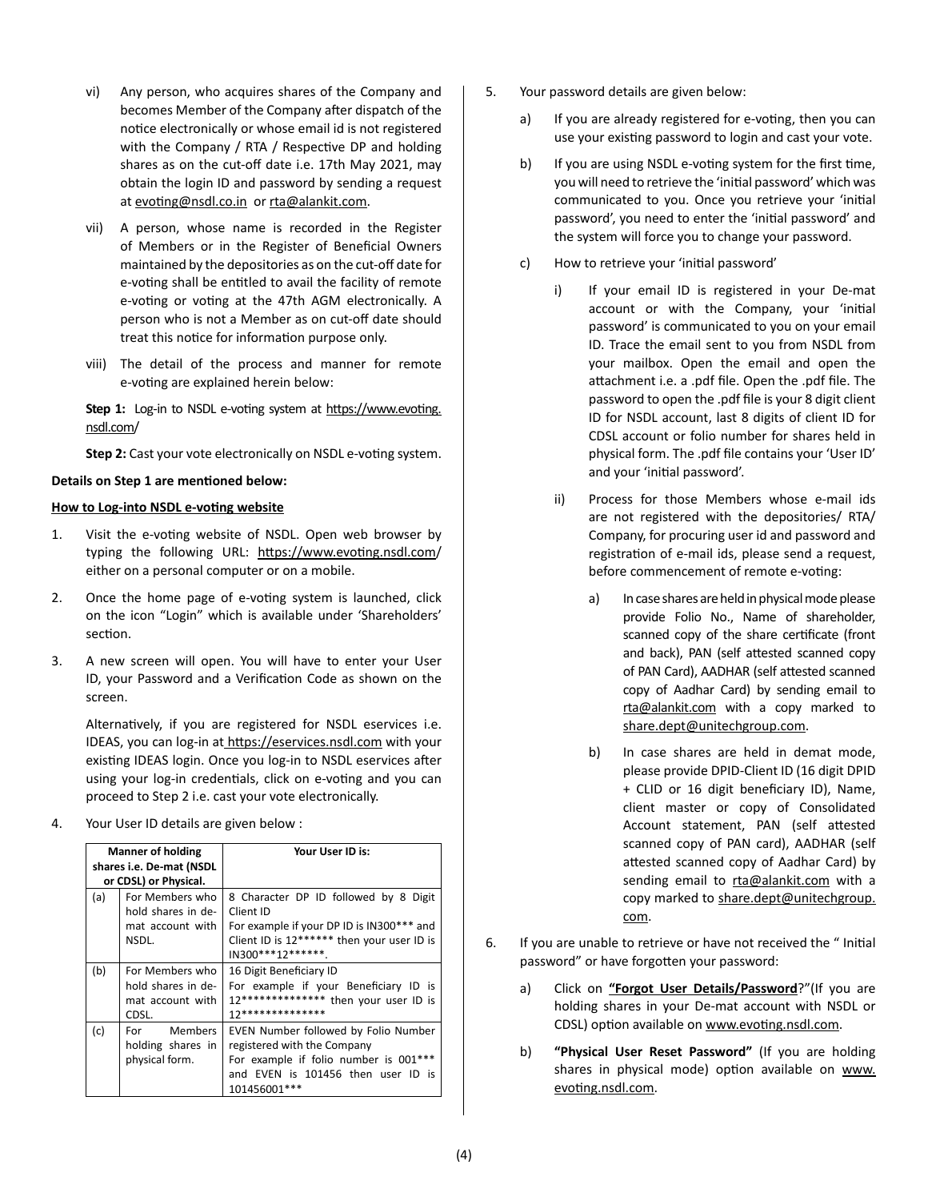vi) Any person, who acquires shares of the Company and becomes Member of the Company after dispatch of the notice electronically or whose email id is not registered with the Company / RTA / Respective DP and holding shares as on the cut-off date i.e. 17th May 2021, may obtain the login ID and password by sending a request at evoting@nsdl.co.in or rta@alankit.com.

vii) A person, whose name is recorded in the Register of Members or in the Register of Beneficial Owners maintained by the depositories as on the cut-off date for e-voting shall be entitled to avail the facility of remote e-voting or voting at the 47th AGM electronically. A person who is not a Member as on cut-off date should treat this notice for information purpose only.

viii) The detail of the process and manner for remote e-voting are explained herein below:

**Step 1:** Log-in to NSDL e-voting system at https://www.evoting.nsdl.com/

**Step 2:** Cast your vote electronically on NSDL e-voting system.

**Details on Step 1 are mentioned below:**

**How to Log-into NSDL e-voting website**

1. Visit the e-voting website of NSDL. Open web browser by typing the following URL: https://www.evoting.nsdl.com/ either on a personal computer or on a mobile.

2. Once the home page of e-voting system is launched, click on the icon "Login" which is available under 'Shareholders' section.

3. A new screen will open. You will have to enter your User ID, your Password and a Verification Code as shown on the screen.

   Alternatively, if you are registered for NSDL eservices i.e. IDEAS, you can log-in at https://eservices.nsdl.com with your existing IDEAS login. Once you log-in to NSDL eservices after using your log-in credentials, click on e-voting and you can proceed to Step 2 i.e. cast your vote electronically.

4. Your User ID details are given below :

| Manner of holding shares i.e. De-mat (NSDL or CDSL) or Physical. | | Your User ID is: |
|---|---|---|
| (a) | For Members who hold shares in de-mat account with NSDL. | 8 Character DP ID followed by 8 Digit Client ID<br>For example if your DP ID is IN300*** and Client ID is 12****** then your user ID is IN300***12******. |
| (b) | For Members who hold shares in de-mat account with CDSL. | 16 Digit Beneficiary ID<br>For example if your Beneficiary ID is 12************** then your user ID is 12************** |
| (c) | For Members holding shares in physical form. | EVEN Number followed by Folio Number registered with the Company<br>For example if folio number is 001*** and EVEN is 101456 then user ID is 101456001*** |

5. Your password details are given below:

   a) If you are already registered for e-voting, then you can use your existing password to login and cast your vote.

   b) If you are using NSDL e-voting system for the first time, you will need to retrieve the 'initial password' which was communicated to you. Once you retrieve your 'initial password', you need to enter the 'initial password' and the system will force you to change your password.

   c) How to retrieve your 'initial password'

      i) If your email ID is registered in your De-mat account or with the Company, your 'initial password' is communicated to you on your email ID. Trace the email sent to you from NSDL from your mailbox. Open the email and open the attachment i.e. a .pdf file. Open the .pdf file. The password to open the .pdf file is your 8 digit client ID for NSDL account, last 8 digits of client ID for CDSL account or folio number for shares held in physical form. The .pdf file contains your 'User ID' and your 'initial password'.

      ii) Process for those Members whose e-mail ids are not registered with the depositories/ RTA/ Company, for procuring user id and password and registration of e-mail ids, please send a request, before commencement of remote e-voting:

         a) In case shares are held in physical mode please provide Folio No., Name of shareholder, scanned copy of the share certificate (front and back), PAN (self attested scanned copy of PAN Card), AADHAR (self attested scanned copy of Aadhar Card) by sending email to rta@alankit.com with a copy marked to share.dept@unitechgroup.com.

         b) In case shares are held in demat mode, please provide DPID-Client ID (16 digit DPID + CLID or 16 digit beneficiary ID), Name, client master or copy of Consolidated Account statement, PAN (self attested scanned copy of PAN card), AADHAR (self attested scanned copy of Aadhar Card) by sending email to rta@alankit.com with a copy marked to share.dept@unitechgroup.com.

6. If you are unable to retrieve or have not received the " Initial password" or have forgotten your password:

   a) Click on **"Forgot User Details/Password**?"(If you are holding shares in your De-mat account with NSDL or CDSL) option available on www.evoting.nsdl.com.

   b) **"Physical User Reset Password"** (If you are holding shares in physical mode) option available on www.evoting.nsdl.com.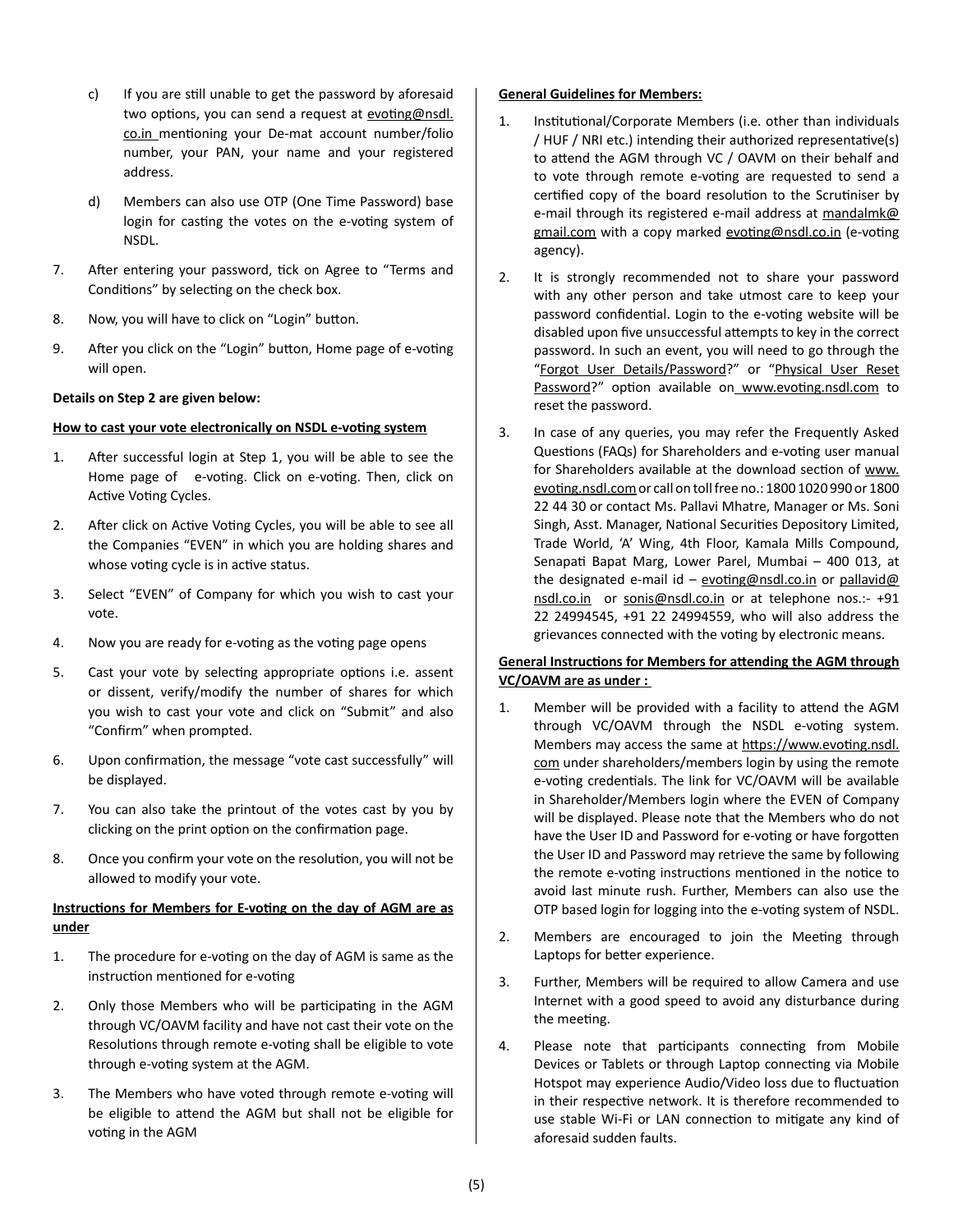c) If you are still unable to get the password by aforesaid two options, you can send a request at evoting@nsdl.co.in mentioning your De-mat account number/folio number, your PAN, your name and your registered address.

d) Members can also use OTP (One Time Password) base login for casting the votes on the e-voting system of NSDL.

7. After entering your password, tick on Agree to "Terms and Conditions" by selecting on the check box.

8. Now, you will have to click on "Login" button.

9. After you click on the "Login" button, Home page of e-voting will open.

**Details on Step 2 are given below:**

**How to cast your vote electronically on NSDL e-voting system**

1. After successful login at Step 1, you will be able to see the Home page of e-voting. Click on e-voting. Then, click on Active Voting Cycles.

2. After click on Active Voting Cycles, you will be able to see all the Companies "EVEN" in which you are holding shares and whose voting cycle is in active status.

3. Select "EVEN" of Company for which you wish to cast your vote.

4. Now you are ready for e-voting as the voting page opens

5. Cast your vote by selecting appropriate options i.e. assent or dissent, verify/modify the number of shares for which you wish to cast your vote and click on "Submit" and also "Confirm" when prompted.

6. Upon confirmation, the message "vote cast successfully" will be displayed.

7. You can also take the printout of the votes cast by you by clicking on the print option on the confirmation page.

8. Once you confirm your vote on the resolution, you will not be allowed to modify your vote.

**Instructions for Members for E-voting on the day of AGM are as under**

1. The procedure for e-voting on the day of AGM is same as the instruction mentioned for e-voting

2. Only those Members who will be participating in the AGM through VC/OAVM facility and have not cast their vote on the Resolutions through remote e-voting shall be eligible to vote through e-voting system at the AGM.

3. The Members who have voted through remote e-voting will be eligible to attend the AGM but shall not be eligible for voting in the AGM

**General Guidelines for Members:**

1. Institutional/Corporate Members (i.e. other than individuals / HUF / NRI etc.) intending their authorized representative(s) to attend the AGM through VC / OAVM on their behalf and to vote through remote e-voting are requested to send a certified copy of the board resolution to the Scrutiniser by e-mail through its registered e-mail address at mandalmk@gmail.com with a copy marked evoting@nsdl.co.in (e-voting agency).

2. It is strongly recommended not to share your password with any other person and take utmost care to keep your password confidential. Login to the e-voting website will be disabled upon five unsuccessful attempts to key in the correct password. In such an event, you will need to go through the "Forgot User Details/Password?" or "Physical User Reset Password?" option available on www.evoting.nsdl.com to reset the password.

3. In case of any queries, you may refer the Frequently Asked Questions (FAQs) for Shareholders and e-voting user manual for Shareholders available at the download section of www.evoting.nsdl.com or call on toll free no.: 1800 1020 990 or 1800 22 44 30 or contact Ms. Pallavi Mhatre, Manager or Ms. Soni Singh, Asst. Manager, National Securities Depository Limited, Trade World, 'A' Wing, 4th Floor, Kamala Mills Compound, Senapati Bapat Marg, Lower Parel, Mumbai – 400 013, at the designated e-mail id – evoting@nsdl.co.in or pallavid@nsdl.co.in or sonis@nsdl.co.in or at telephone nos.:- +91 22 24994545, +91 22 24994559, who will also address the grievances connected with the voting by electronic means.

**General Instructions for Members for attending the AGM through VC/OAVM are as under :**

1. Member will be provided with a facility to attend the AGM through VC/OAVM through the NSDL e-voting system. Members may access the same at https://www.evoting.nsdl.com under shareholders/members login by using the remote e-voting credentials. The link for VC/OAVM will be available in Shareholder/Members login where the EVEN of Company will be displayed. Please note that the Members who do not have the User ID and Password for e-voting or have forgotten the User ID and Password may retrieve the same by following the remote e-voting instructions mentioned in the notice to avoid last minute rush. Further, Members can also use the OTP based login for logging into the e-voting system of NSDL.

2. Members are encouraged to join the Meeting through Laptops for better experience.

3. Further, Members will be required to allow Camera and use Internet with a good speed to avoid any disturbance during the meeting.

4. Please note that participants connecting from Mobile Devices or Tablets or through Laptop connecting via Mobile Hotspot may experience Audio/Video loss due to fluctuation in their respective network. It is therefore recommended to use stable Wi-Fi or LAN connection to mitigate any kind of aforesaid sudden faults.